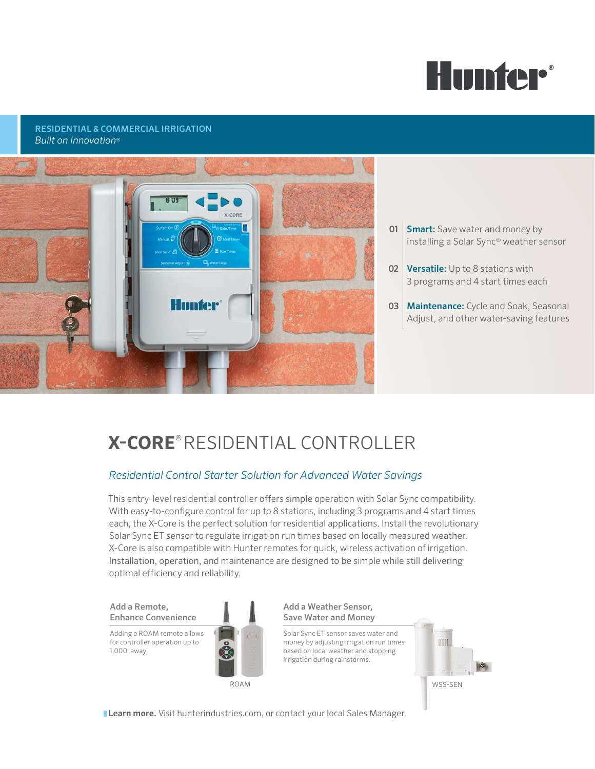Hunter®

RESIDENTIAL & COMMERCIAL IRRIGATION
*Built on Innovation®*

01 **Smart:** Save water and money by installing a Solar Sync® weather sensor

02 **Versatile:** Up to 8 stations with 3 programs and 4 start times each

03 **Maintenance:** Cycle and Soak, Seasonal Adjust, and other water-saving features

# **X-CORE®** RESIDENTIAL CONTROLLER

*Residential Control Starter Solution for Advanced Water Savings*

This entry-level residential controller offers simple operation with Solar Sync compatibility. With easy-to-configure control for up to 8 stations, including 3 programs and 4 start times each, the X-Core is the perfect solution for residential applications. Install the revolutionary Solar Sync ET sensor to regulate irrigation run times based on locally measured weather. X-Core is also compatible with Hunter remotes for quick, wireless activation of irrigation. Installation, operation, and maintenance are designed to be simple while still delivering optimal efficiency and reliability.

### Add a Remote, Enhance Convenience

Adding a ROAM remote allows for controller operation up to 1,000' away.

ROAM

### Add a Weather Sensor, Save Water and Money

Solar Sync ET sensor saves water and money by adjusting irrigation run times based on local weather and stopping irrigation during rainstorms.

WSS-SEN

**Learn more.** Visit hunterindustries.com, or contact your local Sales Manager.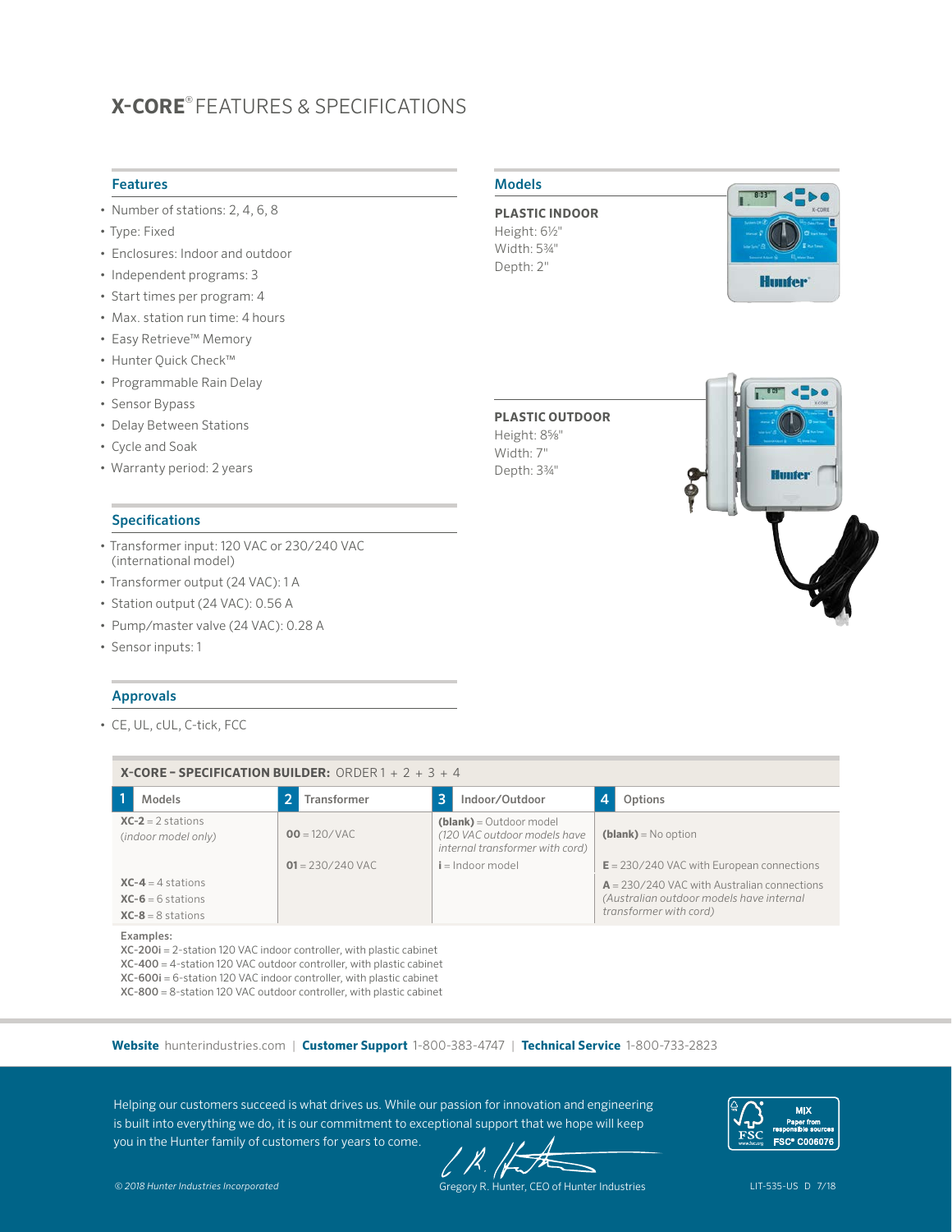# X-CORE® FEATURES & SPECIFICATIONS

## Features

- Number of stations: 2, 4, 6, 8
- Type: Fixed
- Enclosures: Indoor and outdoor
- Independent programs: 3
- Start times per program: 4
- Max. station run time: 4 hours
- Easy Retrieve™ Memory
- Hunter Quick Check™
- Programmable Rain Delay
- Sensor Bypass
- Delay Between Stations
- Cycle and Soak
- Warranty period: 2 years

## Specifications

- Transformer input: 120 VAC or 230/240 VAC (international model)
- Transformer output (24 VAC): 1 A
- Station output (24 VAC): 0.56 A
- Pump/master valve (24 VAC): 0.28 A
- Sensor inputs: 1

## Approvals

- CE, UL, cUL, C-tick, FCC

## Models

**PLASTIC INDOOR**
Height: 6½"
Width: 5¾"
Depth: 2"

**PLASTIC OUTDOOR**
Height: 8⅝"
Width: 7"
Depth: 3¾"

**X-CORE – SPECIFICATION BUILDER:** ORDER 1 + 2 + 3 + 4

| 1 Models | 2 Transformer | 3 Indoor/Outdoor | 4 Options |
|---|---|---|---|
| **XC-2** = 2 stations *(indoor model only)* | **00** = 120/VAC | **(blank)** = Outdoor model *(120 VAC outdoor models have internal transformer with cord)* | **(blank)** = No option |
| | **01** = 230/240 VAC | **i** = Indoor model | **E** = 230/240 VAC with European connections |
| **XC-4** = 4 stations<br>**XC-6** = 6 stations<br>**XC-8** = 8 stations | | | **A** = 230/240 VAC with Australian connections *(Australian outdoor models have internal transformer with cord)* |

Examples:
**XC-200i** = 2-station 120 VAC indoor controller, with plastic cabinet
**XC-400** = 4-station 120 VAC outdoor controller, with plastic cabinet
**XC-600i** = 6-station 120 VAC indoor controller, with plastic cabinet
**XC-800** = 8-station 120 VAC outdoor controller, with plastic cabinet

**Website** hunterindustries.com | **Customer Support** 1-800-383-4747 | **Technical Service** 1-800-733-2823

Helping our customers succeed is what drives us. While our passion for innovation and engineering is built into everything we do, it is our commitment to exceptional support that we hope will keep you in the Hunter family of customers for years to come.

Gregory R. Hunter, CEO of Hunter Industries

*© 2018 Hunter Industries Incorporated*

LIT-535-US D 7/18